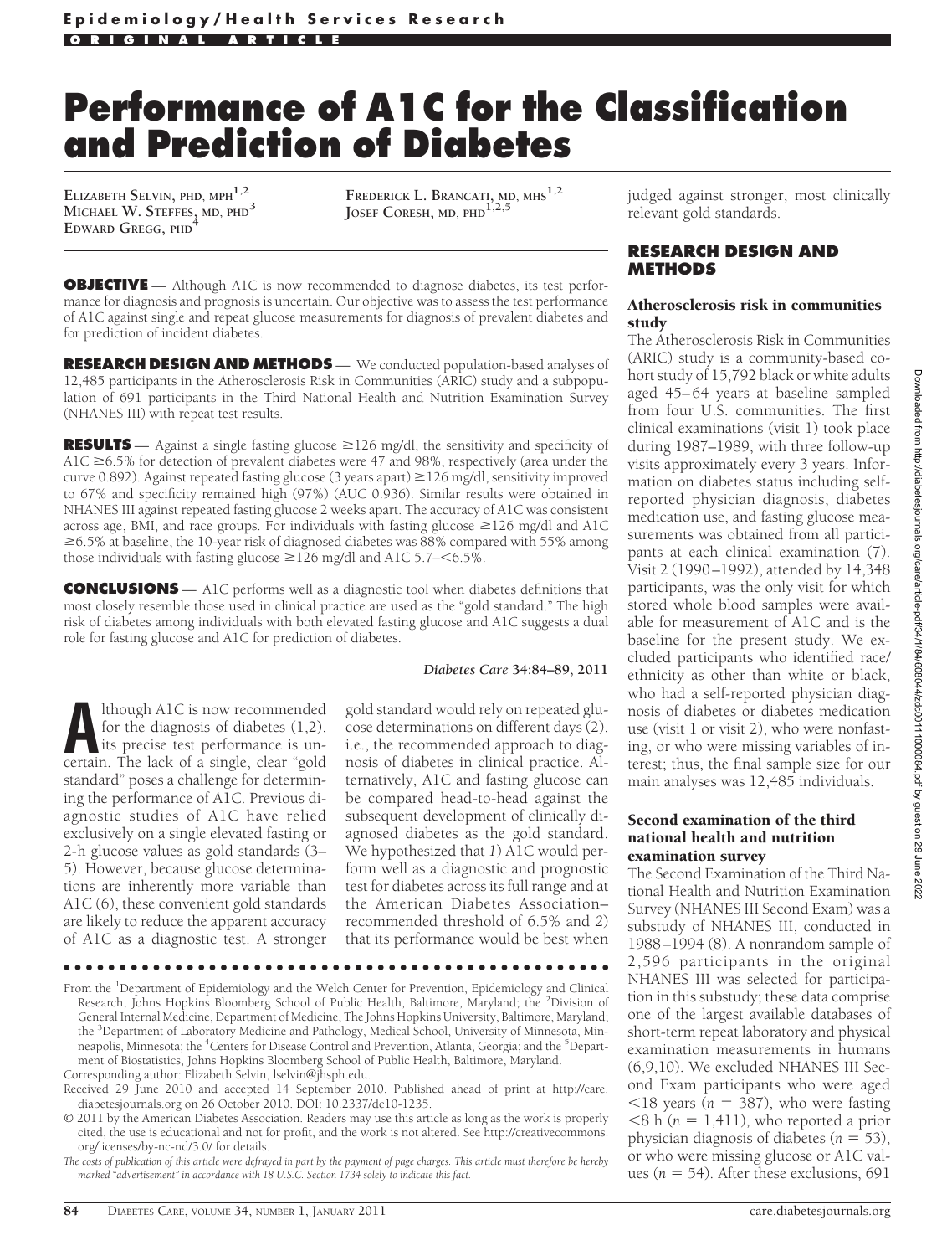Epidemiology/Health Services Research

ORIGINAL ARTICLE

# Performance of A1C for the Classification and Prediction of Diabetes

Elizabeth Selvin, PhD, MPH[1,2]
Michael W. Steffes, MD, PhD[3]
Edward Gregg, PhD[4]
Frederick L. Brancati, MD, MHS[1,2]
Josef Coresh, MD, PhD[1,2,5]

**OBJECTIVE** — Although A1C is now recommended to diagnose diabetes, its test performance for diagnosis and prognosis is uncertain. Our objective was to assess the test performance of A1C against single and repeat glucose measurements for diagnosis of prevalent diabetes and for prediction of incident diabetes.

**RESEARCH DESIGN AND METHODS** — We conducted population-based analyses of 12,485 participants in the Atherosclerosis Risk in Communities (ARIC) study and a subpopulation of 691 participants in the Third National Health and Nutrition Examination Survey (NHANES III) with repeat test results.

**RESULTS** — Against a single fasting glucose ≥126 mg/dl, the sensitivity and specificity of A1C ≥6.5% for detection of prevalent diabetes were 47 and 98%, respectively (area under the curve 0.892). Against repeated fasting glucose (3 years apart) ≥126 mg/dl, sensitivity improved to 67% and specificity remained high (97%) (AUC 0.936). Similar results were obtained in NHANES III against repeated fasting glucose 2 weeks apart. The accuracy of A1C was consistent across age, BMI, and race groups. For individuals with fasting glucose ≥126 mg/dl and A1C ≥6.5% at baseline, the 10-year risk of diagnosed diabetes was 88% compared with 55% among those individuals with fasting glucose ≥126 mg/dl and A1C 5.7–<6.5%.

**CONCLUSIONS** — A1C performs well as a diagnostic tool when diabetes definitions that most closely resemble those used in clinical practice are used as the "gold standard." The high risk of diabetes among individuals with both elevated fasting glucose and A1C suggests a dual role for fasting glucose and A1C for prediction of diabetes.

*Diabetes Care* **34:84–89, 2011**

Although A1C is now recommended for the diagnosis of diabetes (1,2), its precise test performance is uncertain. The lack of a single, clear "gold standard" poses a challenge for determining the performance of A1C. Previous diagnostic studies of A1C have relied exclusively on a single elevated fasting or 2-h glucose values as gold standards (3–5). However, because glucose determinations are inherently more variable than A1C (6), these convenient gold standards are likely to reduce the apparent accuracy of A1C as a diagnostic test. A stronger gold standard would rely on repeated glucose determinations on different days (2), i.e., the recommended approach to diagnosis of diabetes in clinical practice. Alternatively, A1C and fasting glucose can be compared head-to-head against the subsequent development of clinically diagnosed diabetes as the gold standard. We hypothesized that *1*) A1C would perform well as a diagnostic and prognostic test for diabetes across its full range and at the American Diabetes Association–recommended threshold of 6.5% and *2*) that its performance would be best when judged against stronger, most clinically relevant gold standards.

## RESEARCH DESIGN AND METHODS

### Atherosclerosis risk in communities study

The Atherosclerosis Risk in Communities (ARIC) study is a community-based cohort study of 15,792 black or white adults aged 45–64 years at baseline sampled from four U.S. communities. The first clinical examinations (visit 1) took place during 1987–1989, with three follow-up visits approximately every 3 years. Information on diabetes status including self-reported physician diagnosis, diabetes medication use, and fasting glucose measurements was obtained from all participants at each clinical examination (7). Visit 2 (1990–1992), attended by 14,348 participants, was the only visit for which stored whole blood samples were available for measurement of A1C and is the baseline for the present study. We excluded participants who identified race/ethnicity as other than white or black, who had a self-reported physician diagnosis of diabetes or diabetes medication use (visit 1 or visit 2), who were nonfasting, or who were missing variables of interest; thus, the final sample size for our main analyses was 12,485 individuals.

### Second examination of the third national health and nutrition examination survey

The Second Examination of the Third National Health and Nutrition Examination Survey (NHANES III Second Exam) was a substudy of NHANES III, conducted in 1988–1994 (8). A nonrandom sample of 2,596 participants in the original NHANES III was selected for participation in this substudy; these data comprise one of the largest available databases of short-term repeat laboratory and physical examination measurements in humans (6,9,10). We excluded NHANES III Second Exam participants who were aged <18 years ($n = 387$), who were fasting <8 h ($n = 1,411$), who reported a prior physician diagnosis of diabetes ($n = 53$), or who were missing glucose or A1C values ($n = 54$). After these exclusions, 691

From the [1]Department of Epidemiology and the Welch Center for Prevention, Epidemiology and Clinical Research, Johns Hopkins Bloomberg School of Public Health, Baltimore, Maryland; the [2]Division of General Internal Medicine, Department of Medicine, The Johns Hopkins University, Baltimore, Maryland; the [3]Department of Laboratory Medicine and Pathology, Medical School, University of Minnesota, Minneapolis, Minnesota; the [4]Centers for Disease Control and Prevention, Atlanta, Georgia; and the [5]Department of Biostatistics, Johns Hopkins Bloomberg School of Public Health, Baltimore, Maryland.

Corresponding author: Elizabeth Selvin, lselvin@jhsph.edu.

Received 29 June 2010 and accepted 14 September 2010. Published ahead of print at http://care.diabetesjournals.org on 26 October 2010. DOI: 10.2337/dc10-1235.

© 2011 by the American Diabetes Association. Readers may use this article as long as the work is properly cited, the use is educational and not for profit, and the work is not altered. See http://creativecommons.org/licenses/by-nc-nd/3.0/ for details.

*The costs of publication of this article were defrayed in part by the payment of page charges. This article must therefore be hereby marked "advertisement" in accordance with 18 U.S.C. Section 1734 solely to indicate this fact.*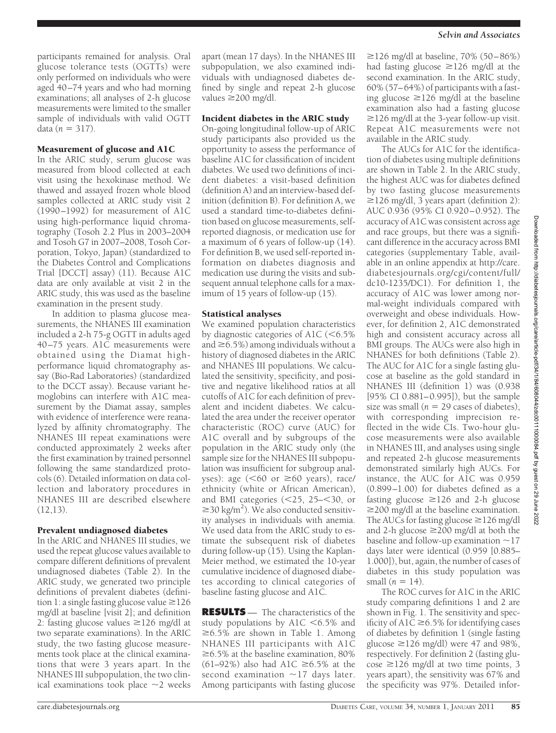participants remained for analysis. Oral glucose tolerance tests (OGTTs) were only performed on individuals who were aged 40–74 years and who had morning examinations; all analyses of 2-h glucose measurements were limited to the smaller sample of individuals with valid OGTT data ($n = 317$).

### Measurement of glucose and A1C

In the ARIC study, serum glucose was measured from blood collected at each visit using the hexokinase method. We thawed and assayed frozen whole blood samples collected at ARIC study visit 2 (1990–1992) for measurement of A1C using high-performance liquid chromatography (Tosoh 2.2 Plus in 2003–2004 and Tosoh G7 in 2007–2008, Tosoh Corporation, Tokyo, Japan) (standardized to the Diabetes Control and Complications Trial [DCCT] assay) (11). Because A1C data are only available at visit 2 in the ARIC study, this was used as the baseline examination in the present study.

In addition to plasma glucose measurements, the NHANES III examination included a 2-h 75-g OGTT in adults aged 40–75 years. A1C measurements were obtained using the Diamat high-performance liquid chromatography assay (Bio-Rad Laboratories) (standardized to the DCCT assay). Because variant hemoglobins can interfere with A1C measurement by the Diamat assay, samples with evidence of interference were reanalyzed by affinity chromatography. The NHANES III repeat examinations were conducted approximately 2 weeks after the first examination by trained personnel following the same standardized protocols (6). Detailed information on data collection and laboratory procedures in NHANES III are described elsewhere (12,13).

### Prevalent undiagnosed diabetes

In the ARIC and NHANES III studies, we used the repeat glucose values available to compare different definitions of prevalent undiagnosed diabetes (Table 2). In the ARIC study, we generated two principle definitions of prevalent diabetes (definition 1: a single fasting glucose value ≥126 mg/dl at baseline [visit 2]; and definition 2: fasting glucose values ≥126 mg/dl at two separate examinations). In the ARIC study, the two fasting glucose measurements took place at the clinical examinations that were 3 years apart. In the NHANES III subpopulation, the two clinical examinations took place ~2 weeks apart (mean 17 days). In the NHANES III subpopulation, we also examined individuals with undiagnosed diabetes defined by single and repeat 2-h glucose values ≥200 mg/dl.

### Incident diabetes in the ARIC study

On-going longitudinal follow-up of ARIC study participants also provided us the opportunity to assess the performance of baseline A1C for classification of incident diabetes. We used two definitions of incident diabetes: a visit-based definition (definition A) and an interview-based definition (definition B). For definition A, we used a standard time-to-diabetes definition based on glucose measurements, self-reported diagnosis, or medication use for a maximum of 6 years of follow-up (14). For definition B, we used self-reported information on diabetes diagnosis and medication use during the visits and subsequent annual telephone calls for a maximum of 15 years of follow-up (15).

### Statistical analyses

We examined population characteristics by diagnostic categories of A1C (<6.5% and ≥6.5%) among individuals without a history of diagnosed diabetes in the ARIC and NHANES III populations. We calculated the sensitivity, specificity, and positive and negative likelihood ratios at all cutoffs of A1C for each definition of prevalent and incident diabetes. We calculated the area under the receiver operator characteristic (ROC) curve (AUC) for A1C overall and by subgroups of the population in the ARIC study only (the sample size for the NHANES III subpopulation was insufficient for subgroup analyses): age (<60 or ≥60 years), race/ethnicity (white or African American), and BMI categories (<25, 25–<30, or ≥30 kg/m$^2$). We also conducted sensitivity analyses in individuals with anemia. We used data from the ARIC study to estimate the subsequent risk of diabetes during follow-up (15). Using the Kaplan-Meier method, we estimated the 10-year cumulative incidence of diagnosed diabetes according to clinical categories of baseline fasting glucose and A1C.

**RESULTS** — The characteristics of the study populations by A1C <6.5% and ≥6.5% are shown in Table 1. Among NHANES III participants with A1C ≥6.5% at the baseline examination, 80% (61–92%) also had A1C ≥6.5% at the second examination ~17 days later. Among participants with fasting glucose ≥126 mg/dl at baseline, 70% (50–86%) had fasting glucose ≥126 mg/dl at the second examination. In the ARIC study, 60% (57–64%) of participants with a fasting glucose ≥126 mg/dl at the baseline examination also had a fasting glucose ≥126 mg/dl at the 3-year follow-up visit. Repeat A1C measurements were not available in the ARIC study.

The AUCs for A1C for the identification of diabetes using multiple definitions are shown in Table 2. In the ARIC study, the highest AUC was for diabetes defined by two fasting glucose measurements ≥126 mg/dl, 3 years apart (definition 2): AUC 0.936 (95% CI 0.920–0.952). The accuracy of A1C was consistent across age and race groups, but there was a significant difference in the accuracy across BMI categories (supplementary Table, available in an online appendix at http://care.diabetesjournals.org/cgi/content/full/dc10-1235/DC1). For definition 1, the accuracy of A1C was lower among normal-weight individuals compared with overweight and obese individuals. However, for definition 2, A1C demonstrated high and consistent accuracy across all BMI groups. The AUCs were also high in NHANES for both definitions (Table 2). The AUC for A1C for a single fasting glucose at baseline as the gold standard in NHANES III (definition 1) was (0.938 [95% CI 0.881–0.995]), but the sample size was small ($n = 29$ cases of diabetes), with corresponding imprecision reflected in the wide CIs. Two-hour glucose measurements were also available in NHANES III, and analyses using single and repeated 2-h glucose measurements demonstrated similarly high AUCs. For instance, the AUC for A1C was 0.959 (0.899–1.00) for diabetes defined as a fasting glucose ≥126 and 2-h glucose ≥200 mg/dl at the baseline examination. The AUCs for fasting glucose ≥126 mg/dl and 2-h glucose ≥200 mg/dl at both the baseline and follow-up examination ~17 days later were identical (0.959 [0.885–1.000]), but, again, the number of cases of diabetes in this study population was small ($n = 14$).

The ROC curves for A1C in the ARIC study comparing definitions 1 and 2 are shown in Fig. 1. The sensitivity and specificity of A1C ≥6.5% for identifying cases of diabetes by definition 1 (single fasting glucose ≥126 mg/dl) were 47 and 98%, respectively. For definition 2 (fasting glucose ≥126 mg/dl at two time points, 3 years apart), the sensitivity was 67% and the specificity was 97%. Detailed infor-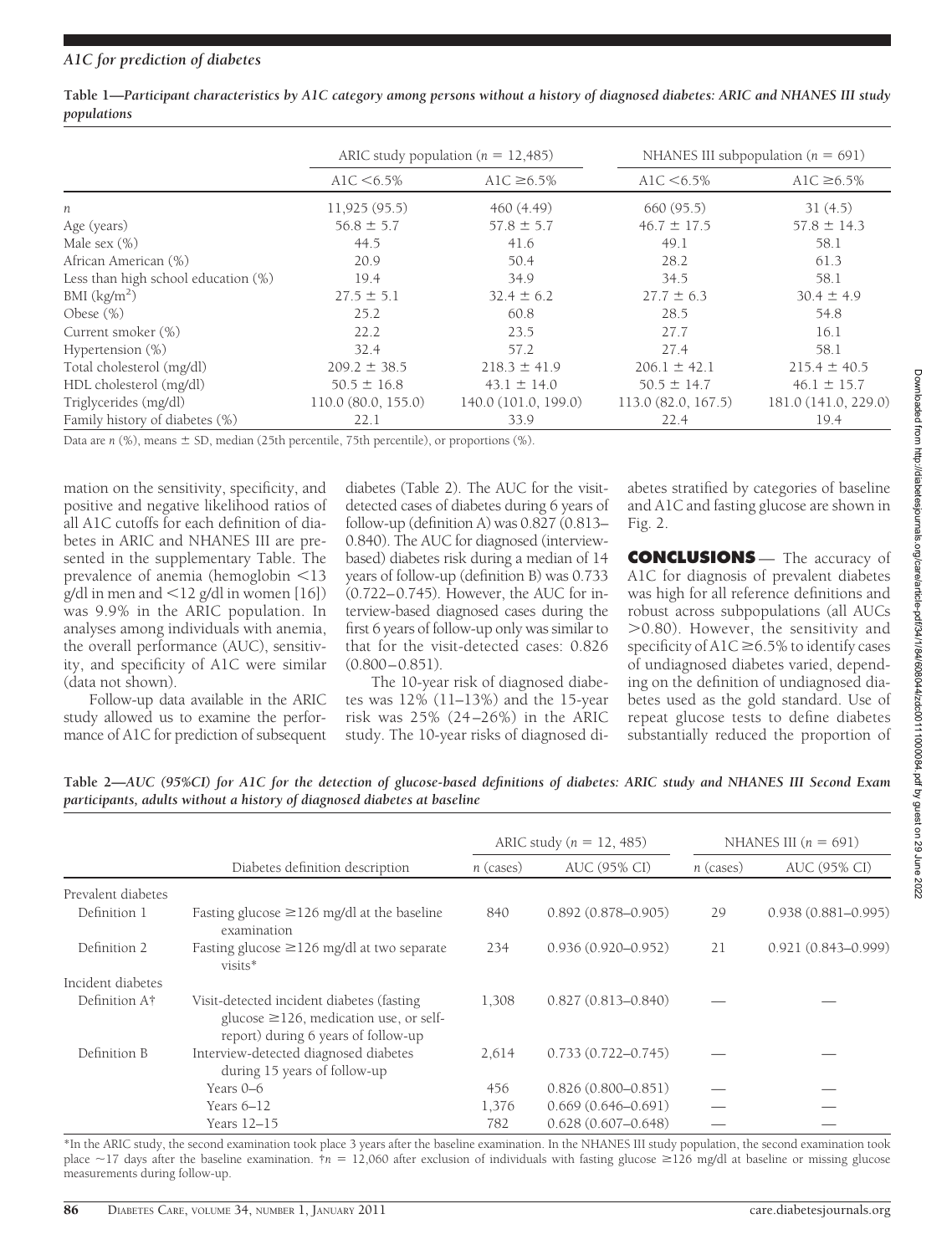**Table 1—Participant characteristics by A1C category among persons without a history of diagnosed diabetes: ARIC and NHANES III study populations**

| | ARIC study population ($n$ = 12,485) | | NHANES III subpopulation ($n$ = 691) | |
|---|---|---|---|---|
| | A1C <6.5% | A1C ≥6.5% | A1C <6.5% | A1C ≥6.5% |
| $n$ | 11,925 (95.5) | 460 (4.49) | 660 (95.5) | 31 (4.5) |
| Age (years) | 56.8 ± 5.7 | 57.8 ± 5.7 | 46.7 ± 17.5 | 57.8 ± 14.3 |
| Male sex (%) | 44.5 | 41.6 | 49.1 | 58.1 |
| African American (%) | 20.9 | 50.4 | 28.2 | 61.3 |
| Less than high school education (%) | 19.4 | 34.9 | 34.5 | 58.1 |
| BMI ($kg/m^2$) | 27.5 ± 5.1 | 32.4 ± 6.2 | 27.7 ± 6.3 | 30.4 ± 4.9 |
| Obese (%) | 25.2 | 60.8 | 28.5 | 54.8 |
| Current smoker (%) | 22.2 | 23.5 | 27.7 | 16.1 |
| Hypertension (%) | 32.4 | 57.2 | 27.4 | 58.1 |
| Total cholesterol (mg/dl) | 209.2 ± 38.5 | 218.3 ± 41.9 | 206.1 ± 42.1 | 215.4 ± 40.5 |
| HDL cholesterol (mg/dl) | 50.5 ± 16.8 | 43.1 ± 14.0 | 50.5 ± 14.7 | 46.1 ± 15.7 |
| Triglycerides (mg/dl) | 110.0 (80.0, 155.0) | 140.0 (101.0, 199.0) | 113.0 (82.0, 167.5) | 181.0 (141.0, 229.0) |
| Family history of diabetes (%) | 22.1 | 33.9 | 22.4 | 19.4 |

Data are $n$ (%), means ± SD, median (25th percentile, 75th percentile), or proportions (%).

mation on the sensitivity, specificity, and positive and negative likelihood ratios of all A1C cutoffs for each definition of diabetes in ARIC and NHANES III are presented in the supplementary Table. The prevalence of anemia (hemoglobin <13 g/dl in men and <12 g/dl in women [16]) was 9.9% in the ARIC population. In analyses among individuals with anemia, the overall performance (AUC), sensitivity, and specificity of A1C were similar (data not shown).

Follow-up data available in the ARIC study allowed us to examine the performance of A1C for prediction of subsequent diabetes (Table 2). The AUC for the visit-detected cases of diabetes during 6 years of follow-up (definition A) was 0.827 (0.813–0.840). The AUC for diagnosed (interview-based) diabetes risk during a median of 14 years of follow-up (definition B) was 0.733 (0.722–0.745). However, the AUC for interview-based diagnosed cases during the first 6 years of follow-up only was similar to that for the visit-detected cases: 0.826 (0.800–0.851).

The 10-year risk of diagnosed diabetes was 12% (11–13%) and the 15-year risk was 25% (24–26%) in the ARIC study. The 10-year risks of diagnosed diabetes stratified by categories of baseline and A1C and fasting glucose are shown in Fig. 2.

## CONCLUSIONS

The accuracy of A1C for diagnosis of prevalent diabetes was high for all reference definitions and robust across subpopulations (all AUCs >0.80). However, the sensitivity and specificity of A1C ≥6.5% to identify cases of undiagnosed diabetes varied, depending on the definition of undiagnosed diabetes used as the gold standard. Use of repeat glucose tests to define diabetes substantially reduced the proportion of

**Table 2—AUC (95%CI) for A1C for the detection of glucose-based definitions of diabetes: ARIC study and NHANES III Second Exam participants, adults without a history of diagnosed diabetes at baseline**

| | Diabetes definition description | ARIC study ($n$ = 12, 485) | | NHANES III ($n$ = 691) | |
|---|---|---|---|---|---|
| | | $n$ (cases) | AUC (95% CI) | $n$ (cases) | AUC (95% CI) |
| Prevalent diabetes | | | | | |
| Definition 1 | Fasting glucose ≥126 mg/dl at the baseline examination | 840 | 0.892 (0.878–0.905) | 29 | 0.938 (0.881–0.995) |
| Definition 2 | Fasting glucose ≥126 mg/dl at two separate visits* | 234 | 0.936 (0.920–0.952) | 21 | 0.921 (0.843–0.999) |
| Incident diabetes | | | | | |
| Definition A† | Visit-detected incident diabetes (fasting glucose ≥126, medication use, or self-report) during 6 years of follow-up | 1,308 | 0.827 (0.813–0.840) | — | — |
| Definition B | Interview-detected diagnosed diabetes during 15 years of follow-up | 2,614 | 0.733 (0.722–0.745) | — | — |
| | Years 0–6 | 456 | 0.826 (0.800–0.851) | — | — |
| | Years 6–12 | 1,376 | 0.669 (0.646–0.691) | — | — |
| | Years 12–15 | 782 | 0.628 (0.607–0.648) | — | — |

*In the ARIC study, the second examination took place 3 years after the baseline examination. In the NHANES III study population, the second examination took place ~17 days after the baseline examination. †$n$ = 12,060 after exclusion of individuals with fasting glucose ≥126 mg/dl at baseline or missing glucose measurements during follow-up.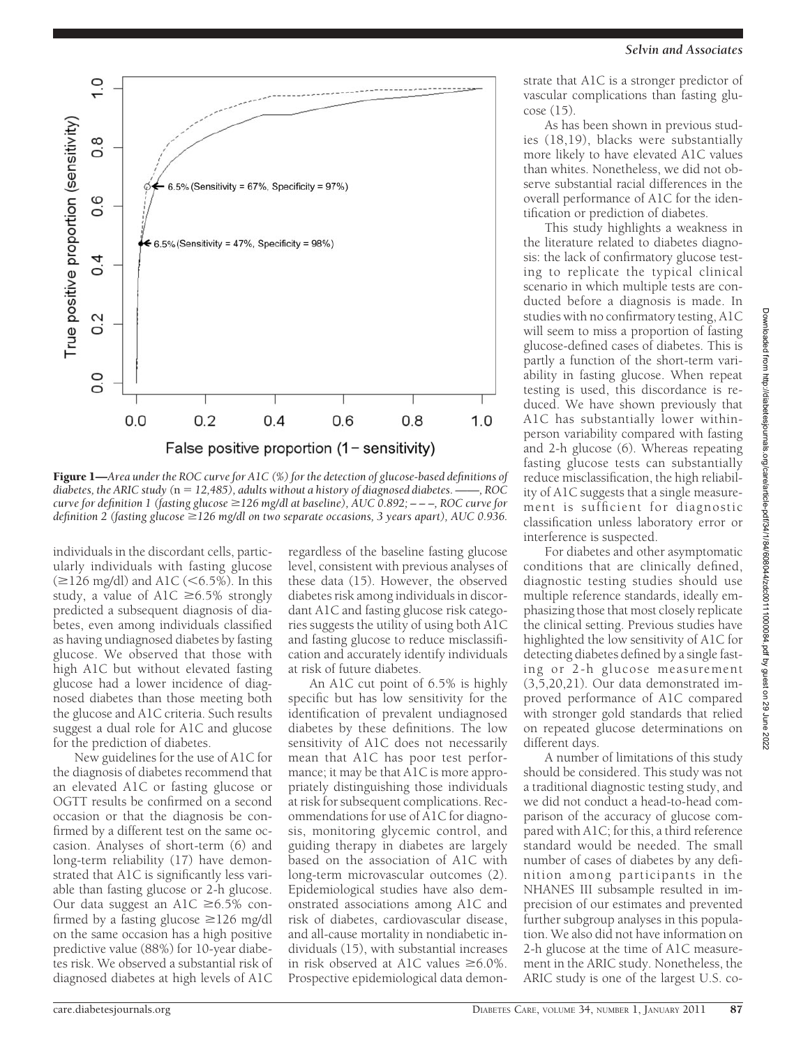**Figure 1**—*Area under the ROC curve for A1C (%) for the detection of glucose-based definitions of diabetes, the ARIC study (n = 12,485), adults without a history of diagnosed diabetes. ——, ROC curve for definition 1 (fasting glucose ≥126 mg/dl at baseline), AUC 0.892; – – –, ROC curve for definition 2 (fasting glucose ≥126 mg/dl on two separate occasions, 3 years apart), AUC 0.936.*

individuals in the discordant cells, particularly individuals with fasting glucose (≥126 mg/dl) and A1C (<6.5%). In this study, a value of A1C ≥6.5% strongly predicted a subsequent diagnosis of diabetes, even among individuals classified as having undiagnosed diabetes by fasting glucose. We observed that those with high A1C but without elevated fasting glucose had a lower incidence of diagnosed diabetes than those meeting both the glucose and A1C criteria. Such results suggest a dual role for A1C and glucose for the prediction of diabetes.

New guidelines for the use of A1C for the diagnosis of diabetes recommend that an elevated A1C or fasting glucose or OGTT results be confirmed on a second occasion or that the diagnosis be confirmed by a different test on the same occasion. Analyses of short-term (6) and long-term reliability (17) have demonstrated that A1C is significantly less variable than fasting glucose or 2-h glucose. Our data suggest an A1C ≥6.5% confirmed by a fasting glucose ≥126 mg/dl on the same occasion has a high positive predictive value (88%) for 10-year diabetes risk. We observed a substantial risk of diagnosed diabetes at high levels of A1C regardless of the baseline fasting glucose level, consistent with previous analyses of these data (15). However, the observed diabetes risk among individuals in discordant A1C and fasting glucose risk categories suggests the utility of using both A1C and fasting glucose to reduce misclassification and accurately identify individuals at risk of future diabetes.

An A1C cut point of 6.5% is highly specific but has low sensitivity for the identification of prevalent undiagnosed diabetes by these definitions. The low sensitivity of A1C does not necessarily mean that A1C has poor test performance; it may be that A1C is more appropriately distinguishing those individuals at risk for subsequent complications. Recommendations for use of A1C for diagnosis, monitoring glycemic control, and guiding therapy in diabetes are largely based on the association of A1C with long-term microvascular outcomes (2). Epidemiological studies have also demonstrated associations among A1C and risk of diabetes, cardiovascular disease, and all-cause mortality in nondiabetic individuals (15), with substantial increases in risk observed at A1C values ≥6.0%. Prospective epidemiological data demonstrate that A1C is a stronger predictor of vascular complications than fasting glucose (15).

As has been shown in previous studies (18,19), blacks were substantially more likely to have elevated A1C values than whites. Nonetheless, we did not observe substantial racial differences in the overall performance of A1C for the identification or prediction of diabetes.

This study highlights a weakness in the literature related to diabetes diagnosis: the lack of confirmatory glucose testing to replicate the typical clinical scenario in which multiple tests are conducted before a diagnosis is made. In studies with no confirmatory testing, A1C will seem to miss a proportion of fasting glucose-defined cases of diabetes. This is partly a function of the short-term variability in fasting glucose. When repeat testing is used, this discordance is reduced. We have shown previously that A1C has substantially lower within-person variability compared with fasting and 2-h glucose (6). Whereas repeating fasting glucose tests can substantially reduce misclassification, the high reliability of A1C suggests that a single measurement is sufficient for diagnostic classification unless laboratory error or interference is suspected.

For diabetes and other asymptomatic conditions that are clinically defined, diagnostic testing studies should use multiple reference standards, ideally emphasizing those that most closely replicate the clinical setting. Previous studies have highlighted the low sensitivity of A1C for detecting diabetes defined by a single fasting or 2-h glucose measurement (3,5,20,21). Our data demonstrated improved performance of A1C compared with stronger gold standards that relied on repeated glucose determinations on different days.

A number of limitations of this study should be considered. This study was not a traditional diagnostic testing study, and we did not conduct a head-to-head comparison of the accuracy of glucose compared with A1C; for this, a third reference standard would be needed. The small number of cases of diabetes by any definition among participants in the NHANES III subsample resulted in imprecision of our estimates and prevented further subgroup analyses in this population. We also did not have information on 2-h glucose at the time of A1C measurement in the ARIC study. Nonetheless, the ARIC study is one of the largest U.S. co-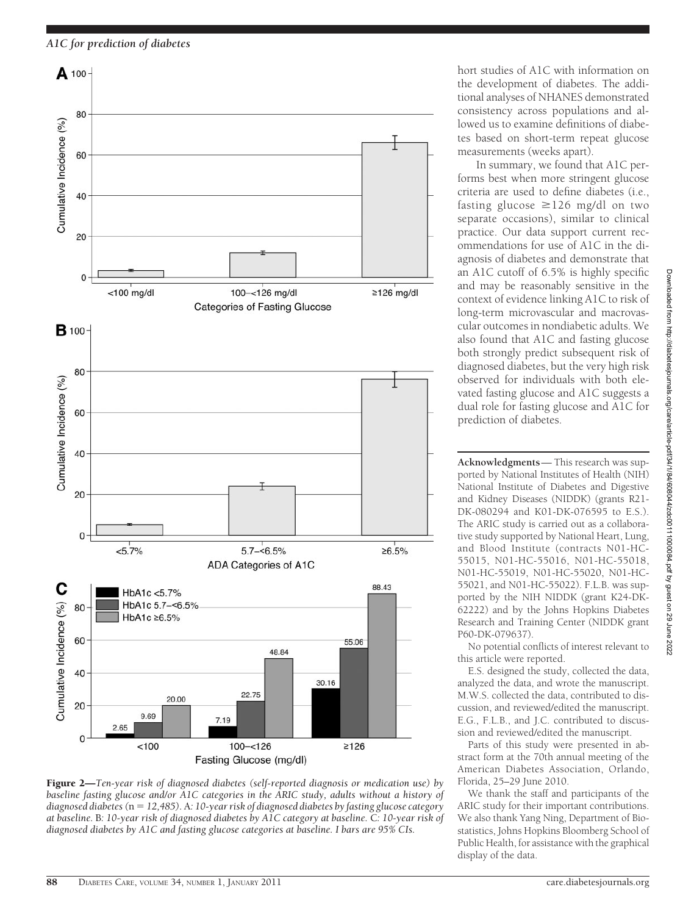**Figure 2**—*Ten-year risk of diagnosed diabetes (self-reported diagnosis or medication use) by baseline fasting glucose and/or A1C categories in the ARIC study, adults without a history of diagnosed diabetes (*n *= 12,485). A: 10-year risk of diagnosed diabetes by fasting glucose category at baseline. B: 10-year risk of diagnosed diabetes by A1C category at baseline. C: 10-year risk of diagnosed diabetes by A1C and fasting glucose categories at baseline. I bars are 95% CIs.*

hort studies of A1C with information on the development of diabetes. The additional analyses of NHANES demonstrated consistency across populations and allowed us to examine definitions of diabetes based on short-term repeat glucose measurements (weeks apart).

In summary, we found that A1C performs best when more stringent glucose criteria are used to define diabetes (i.e., fasting glucose ≥126 mg/dl on two separate occasions), similar to clinical practice. Our data support current recommendations for use of A1C in the diagnosis of diabetes and demonstrate that an A1C cutoff of 6.5% is highly specific and may be reasonably sensitive in the context of evidence linking A1C to risk of long-term microvascular and macrovascular outcomes in nondiabetic adults. We also found that A1C and fasting glucose both strongly predict subsequent risk of diagnosed diabetes, but the very high risk observed for individuals with both elevated fasting glucose and A1C suggests a dual role for fasting glucose and A1C for prediction of diabetes.

**Acknowledgments**— This research was supported by National Institutes of Health (NIH) National Institute of Diabetes and Digestive and Kidney Diseases (NIDDK) (grants R21-DK-080294 and K01-DK-076595 to E.S.). The ARIC study is carried out as a collaborative study supported by National Heart, Lung, and Blood Institute (contracts N01-HC-55015, N01-HC-55016, N01-HC-55018, N01-HC-55019, N01-HC-55020, N01-HC-55021, and N01-HC-55022). F.L.B. was supported by the NIH NIDDK (grant K24-DK-62222) and by the Johns Hopkins Diabetes Research and Training Center (NIDDK grant P60-DK-079637).

No potential conflicts of interest relevant to this article were reported.

E.S. designed the study, collected the data, analyzed the data, and wrote the manuscript. M.W.S. collected the data, contributed to discussion, and reviewed/edited the manuscript. E.G., F.L.B., and J.C. contributed to discussion and reviewed/edited the manuscript.

Parts of this study were presented in abstract form at the 70th annual meeting of the American Diabetes Association, Orlando, Florida, 25–29 June 2010.

We thank the staff and participants of the ARIC study for their important contributions. We also thank Yang Ning, Department of Biostatistics, Johns Hopkins Bloomberg School of Public Health, for assistance with the graphical display of the data.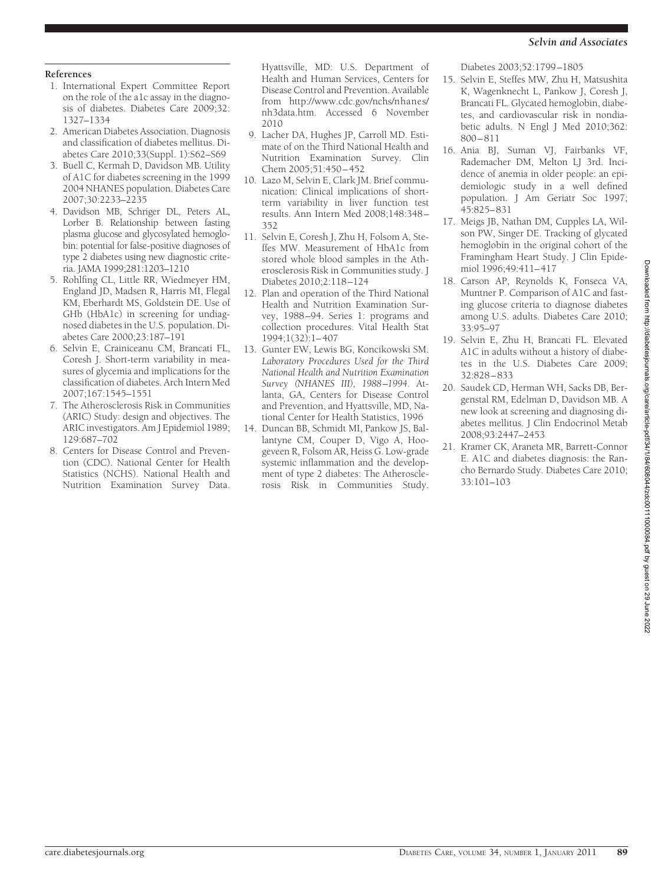## References

1. International Expert Committee Report on the role of the a1c assay in the diagnosis of diabetes. Diabetes Care 2009;32: 1327–1334
2. American Diabetes Association. Diagnosis and classification of diabetes mellitus. Diabetes Care 2010;33(Suppl. 1):S62–S69
3. Buell C, Kermah D, Davidson MB. Utility of A1C for diabetes screening in the 1999 2004 NHANES population. Diabetes Care 2007;30:2233–2235
4. Davidson MB, Schriger DL, Peters AL, Lorber B. Relationship between fasting plasma glucose and glycosylated hemoglobin: potential for false-positive diagnoses of type 2 diabetes using new diagnostic criteria. JAMA 1999;281:1203–1210
5. Rohlfing CL, Little RR, Wiedmeyer HM, England JD, Madsen R, Harris MI, Flegal KM, Eberhardt MS, Goldstein DE. Use of GHb (HbA1c) in screening for undiagnosed diabetes in the U.S. population. Diabetes Care 2000;23:187–191
6. Selvin E, Crainiceanu CM, Brancati FL, Coresh J. Short-term variability in measures of glycemia and implications for the classification of diabetes. Arch Intern Med 2007;167:1545–1551
7. The Atherosclerosis Risk in Communities (ARIC) Study: design and objectives. The ARIC investigators. Am J Epidemiol 1989; 129:687–702
8. Centers for Disease Control and Prevention (CDC). National Center for Health Statistics (NCHS). National Health and Nutrition Examination Survey Data. Hyattsville, MD: U.S. Department of Health and Human Services, Centers for Disease Control and Prevention. Available from http://www.cdc.gov/nchs/nhanes/nh3data.htm. Accessed 6 November 2010
9. Lacher DA, Hughes JP, Carroll MD. Estimate of on the Third National Health and Nutrition Examination Survey. Clin Chem 2005;51:450–452
10. Lazo M, Selvin E, Clark JM. Brief communication: Clinical implications of short-term variability in liver function test results. Ann Intern Med 2008;148:348–352
11. Selvin E, Coresh J, Zhu H, Folsom A, Steffes MW. Measurement of HbA1c from stored whole blood samples in the Atherosclerosis Risk in Communities study. J Diabetes 2010;2:118–124
12. Plan and operation of the Third National Health and Nutrition Examination Survey, 1988–94. Series 1: programs and collection procedures. Vital Health Stat 1994;1(32):1–407
13. Gunter EW, Lewis BG, Koncikowski SM. *Laboratory Procedures Used for the Third National Health and Nutrition Examination Survey (NHANES III), 1988–1994*. Atlanta, GA, Centers for Disease Control and Prevention, and Hyattsville, MD, National Center for Health Statistics, 1996
14. Duncan BB, Schmidt MI, Pankow JS, Ballantyne CM, Couper D, Vigo A, Hoogeveen R, Folsom AR, Heiss G. Low-grade systemic inflammation and the development of type 2 diabetes: The Atherosclerosis Risk in Communities Study. Diabetes 2003;52:1799–1805
15. Selvin E, Steffes MW, Zhu H, Matsushita K, Wagenknecht L, Pankow J, Coresh J, Brancati FL. Glycated hemoglobin, diabetes, and cardiovascular risk in nondiabetic adults. N Engl J Med 2010;362: 800–811
16. Ania BJ, Suman VJ, Fairbanks VF, Rademacher DM, Melton LJ 3rd. Incidence of anemia in older people: an epidemiologic study in a well defined population. J Am Geriatr Soc 1997; 45:825–831
17. Meigs JB, Nathan DM, Cupples LA, Wilson PW, Singer DE. Tracking of glycated hemoglobin in the original cohort of the Framingham Heart Study. J Clin Epidemiol 1996;49:411–417
18. Carson AP, Reynolds K, Fonseca VA, Muntner P. Comparison of A1C and fasting glucose criteria to diagnose diabetes among U.S. adults. Diabetes Care 2010; 33:95–97
19. Selvin E, Zhu H, Brancati FL. Elevated A1C in adults without a history of diabetes in the U.S. Diabetes Care 2009; 32:828–833
20. Saudek CD, Herman WH, Sacks DB, Bergenstal RM, Edelman D, Davidson MB. A new look at screening and diagnosing diabetes mellitus. J Clin Endocrinol Metab 2008;93:2447–2453
21. Kramer CK, Araneta MR, Barrett-Connor E. A1C and diabetes diagnosis: the Rancho Bernardo Study. Diabetes Care 2010; 33:101–103